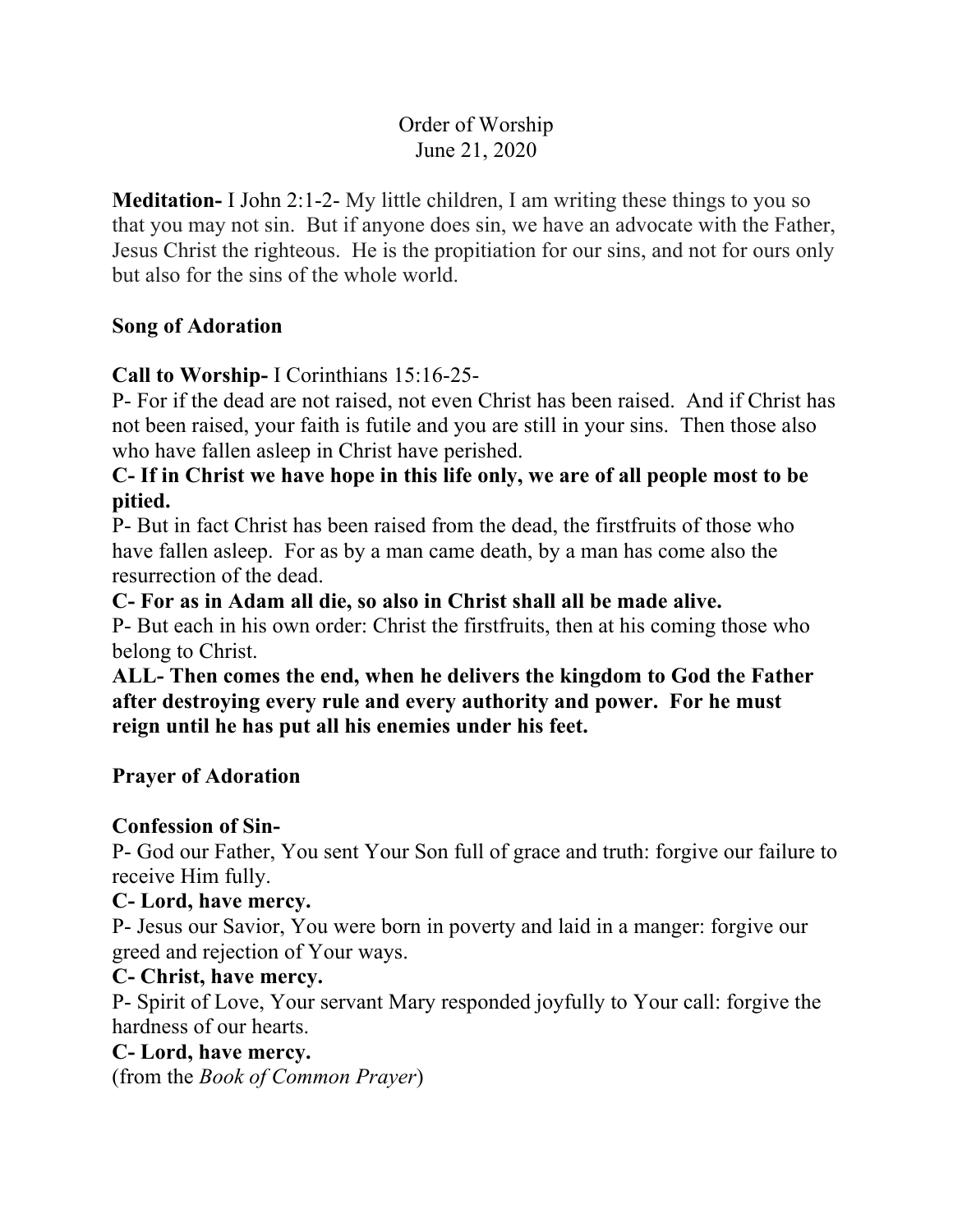Order of Worship
June 21, 2020

**Meditation-** I John 2:1-2- My little children, I am writing these things to you so that you may not sin. But if anyone does sin, we have an advocate with the Father, Jesus Christ the righteous. He is the propitiation for our sins, and not for ours only but also for the sins of the whole world.

**Song of Adoration**

**Call to Worship-** I Corinthians 15:16-25-

P- For if the dead are not raised, not even Christ has been raised. And if Christ has not been raised, your faith is futile and you are still in your sins. Then those also who have fallen asleep in Christ have perished.

**C- If in Christ we have hope in this life only, we are of all people most to be pitied.**

P- But in fact Christ has been raised from the dead, the firstfruits of those who have fallen asleep. For as by a man came death, by a man has come also the resurrection of the dead.

**C- For as in Adam all die, so also in Christ shall all be made alive.**

P- But each in his own order: Christ the firstfruits, then at his coming those who belong to Christ.

**ALL- Then comes the end, when he delivers the kingdom to God the Father after destroying every rule and every authority and power. For he must reign until he has put all his enemies under his feet.**

**Prayer of Adoration**

**Confession of Sin-**

P- God our Father, You sent Your Son full of grace and truth: forgive our failure to receive Him fully.

**C- Lord, have mercy.**

P- Jesus our Savior, You were born in poverty and laid in a manger: forgive our greed and rejection of Your ways.

**C- Christ, have mercy.**

P- Spirit of Love, Your servant Mary responded joyfully to Your call: forgive the hardness of our hearts.

**C- Lord, have mercy.**

(from the *Book of Common Prayer*)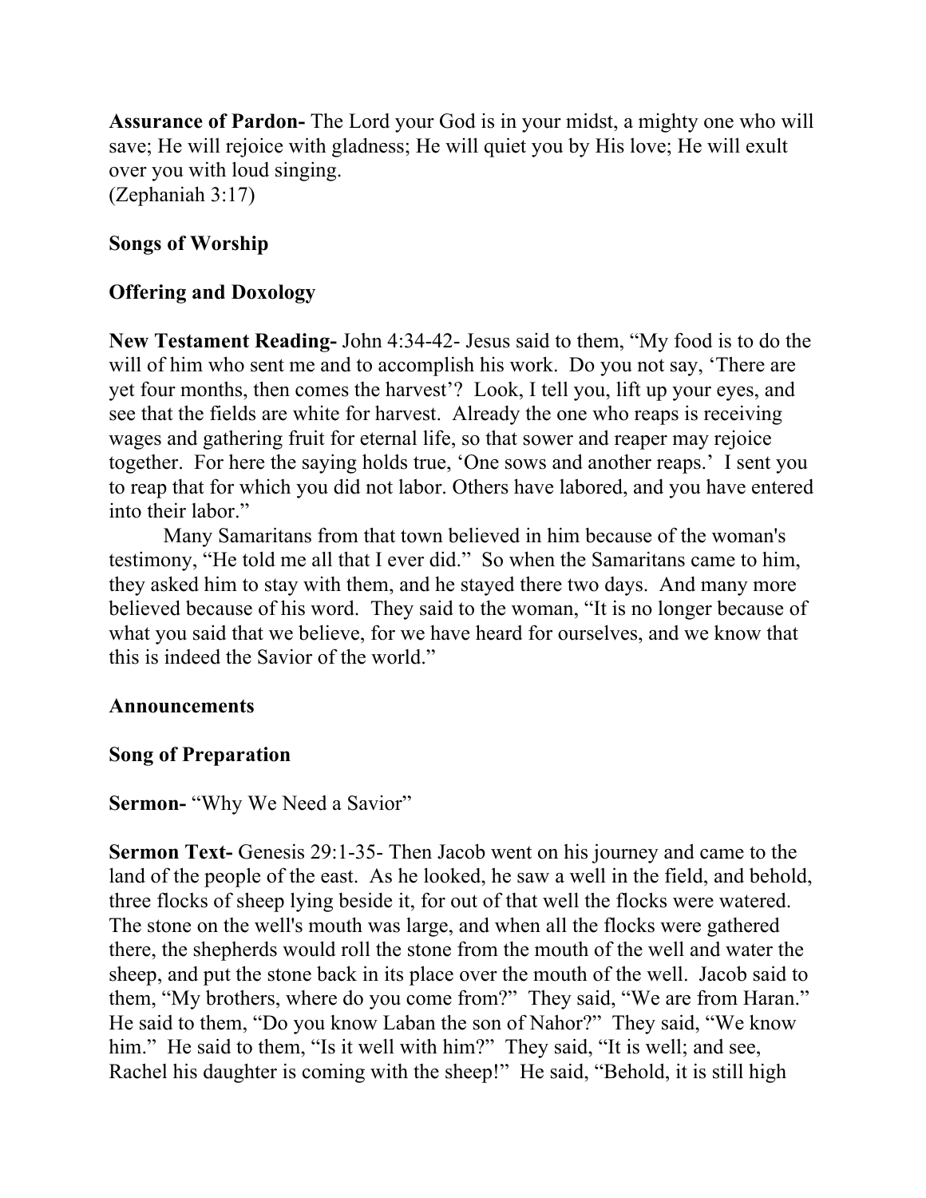**Assurance of Pardon-** The Lord your God is in your midst, a mighty one who will save; He will rejoice with gladness; He will quiet you by His love; He will exult over you with loud singing.
(Zephaniah 3:17)

**Songs of Worship**

**Offering and Doxology**

**New Testament Reading-** John 4:34-42- Jesus said to them, "My food is to do the will of him who sent me and to accomplish his work. Do you not say, 'There are yet four months, then comes the harvest'? Look, I tell you, lift up your eyes, and see that the fields are white for harvest. Already the one who reaps is receiving wages and gathering fruit for eternal life, so that sower and reaper may rejoice together. For here the saying holds true, 'One sows and another reaps.' I sent you to reap that for which you did not labor. Others have labored, and you have entered into their labor."

Many Samaritans from that town believed in him because of the woman's testimony, "He told me all that I ever did." So when the Samaritans came to him, they asked him to stay with them, and he stayed there two days. And many more believed because of his word. They said to the woman, "It is no longer because of what you said that we believe, for we have heard for ourselves, and we know that this is indeed the Savior of the world."

**Announcements**

**Song of Preparation**

**Sermon-** "Why We Need a Savior"

**Sermon Text-** Genesis 29:1-35- Then Jacob went on his journey and came to the land of the people of the east. As he looked, he saw a well in the field, and behold, three flocks of sheep lying beside it, for out of that well the flocks were watered. The stone on the well's mouth was large, and when all the flocks were gathered there, the shepherds would roll the stone from the mouth of the well and water the sheep, and put the stone back in its place over the mouth of the well. Jacob said to them, "My brothers, where do you come from?" They said, "We are from Haran." He said to them, "Do you know Laban the son of Nahor?" They said, "We know him." He said to them, "Is it well with him?" They said, "It is well; and see, Rachel his daughter is coming with the sheep!" He said, "Behold, it is still high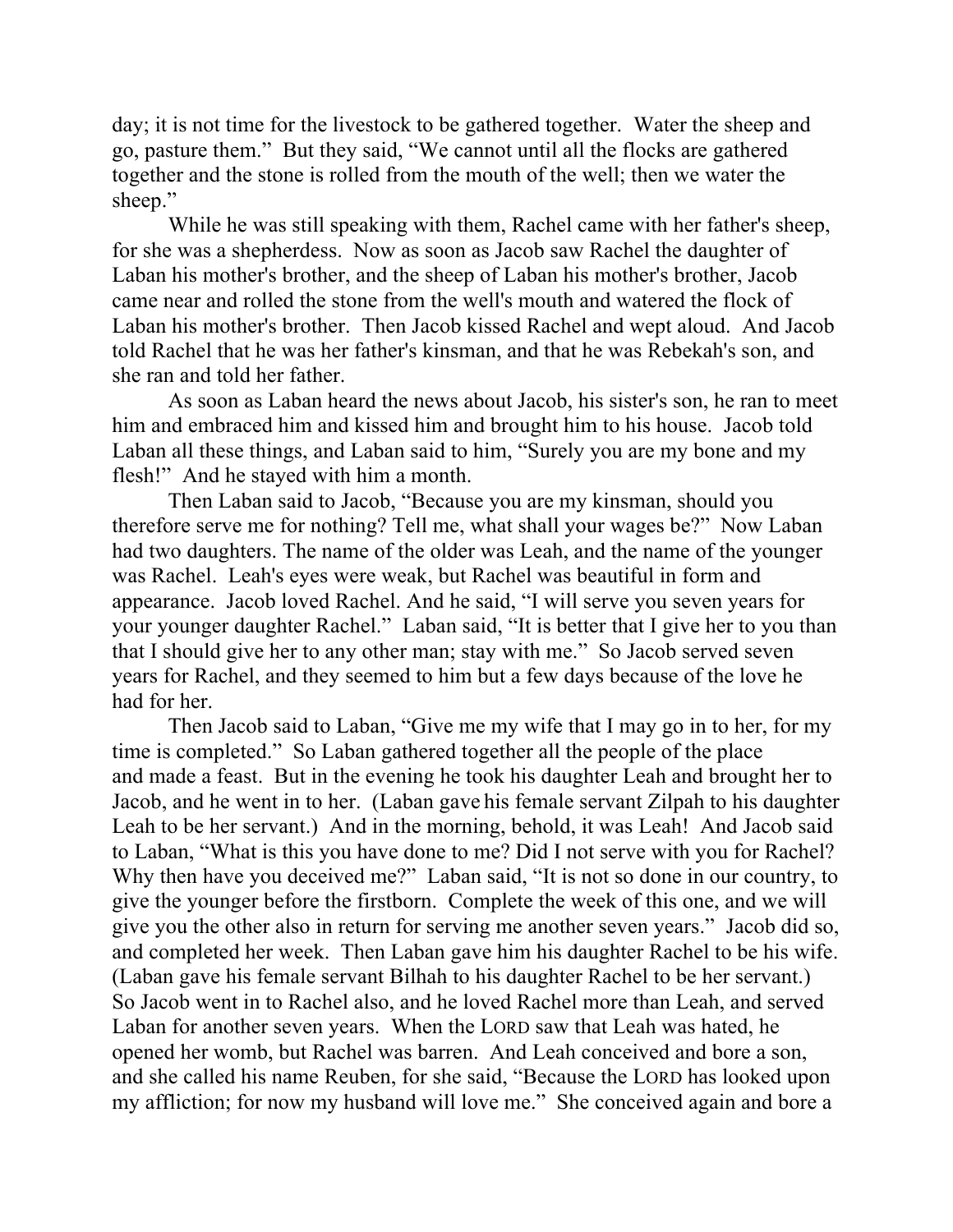day; it is not time for the livestock to be gathered together. Water the sheep and go, pasture them." But they said, "We cannot until all the flocks are gathered together and the stone is rolled from the mouth of the well; then we water the sheep."

While he was still speaking with them, Rachel came with her father's sheep, for she was a shepherdess. Now as soon as Jacob saw Rachel the daughter of Laban his mother's brother, and the sheep of Laban his mother's brother, Jacob came near and rolled the stone from the well's mouth and watered the flock of Laban his mother's brother. Then Jacob kissed Rachel and wept aloud. And Jacob told Rachel that he was her father's kinsman, and that he was Rebekah's son, and she ran and told her father.

As soon as Laban heard the news about Jacob, his sister's son, he ran to meet him and embraced him and kissed him and brought him to his house. Jacob told Laban all these things, and Laban said to him, "Surely you are my bone and my flesh!" And he stayed with him a month.

Then Laban said to Jacob, "Because you are my kinsman, should you therefore serve me for nothing? Tell me, what shall your wages be?" Now Laban had two daughters. The name of the older was Leah, and the name of the younger was Rachel. Leah's eyes were weak, but Rachel was beautiful in form and appearance. Jacob loved Rachel. And he said, "I will serve you seven years for your younger daughter Rachel." Laban said, "It is better that I give her to you than that I should give her to any other man; stay with me." So Jacob served seven years for Rachel, and they seemed to him but a few days because of the love he had for her.

Then Jacob said to Laban, "Give me my wife that I may go in to her, for my time is completed." So Laban gathered together all the people of the place and made a feast. But in the evening he took his daughter Leah and brought her to Jacob, and he went in to her. (Laban gave his female servant Zilpah to his daughter Leah to be her servant.) And in the morning, behold, it was Leah! And Jacob said to Laban, "What is this you have done to me? Did I not serve with you for Rachel? Why then have you deceived me?" Laban said, "It is not so done in our country, to give the younger before the firstborn. Complete the week of this one, and we will give you the other also in return for serving me another seven years." Jacob did so, and completed her week. Then Laban gave him his daughter Rachel to be his wife. (Laban gave his female servant Bilhah to his daughter Rachel to be her servant.) So Jacob went in to Rachel also, and he loved Rachel more than Leah, and served Laban for another seven years. When the LORD saw that Leah was hated, he opened her womb, but Rachel was barren. And Leah conceived and bore a son, and she called his name Reuben, for she said, "Because the LORD has looked upon my affliction; for now my husband will love me." She conceived again and bore a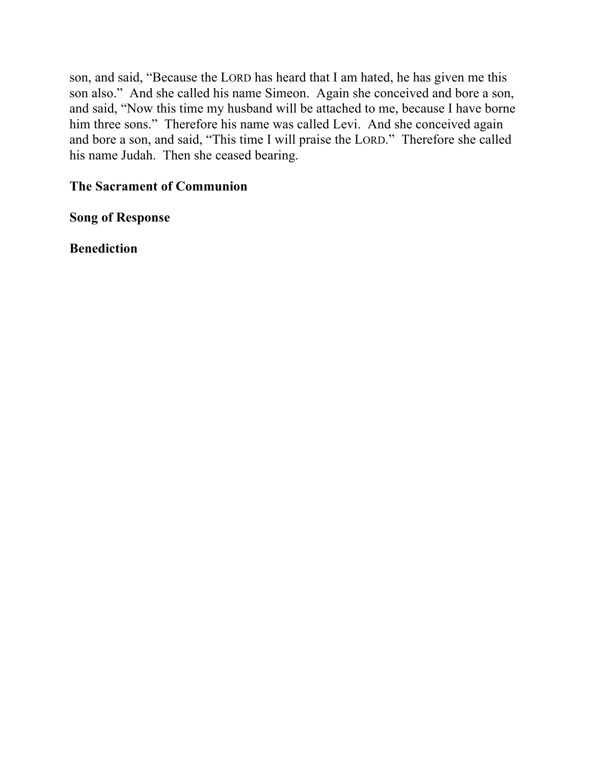son, and said, "Because the LORD has heard that I am hated, he has given me this son also." And she called his name Simeon. Again she conceived and bore a son, and said, "Now this time my husband will be attached to me, because I have borne him three sons." Therefore his name was called Levi. And she conceived again and bore a son, and said, "This time I will praise the LORD." Therefore she called his name Judah. Then she ceased bearing.

**The Sacrament of Communion**

**Song of Response**

**Benediction**